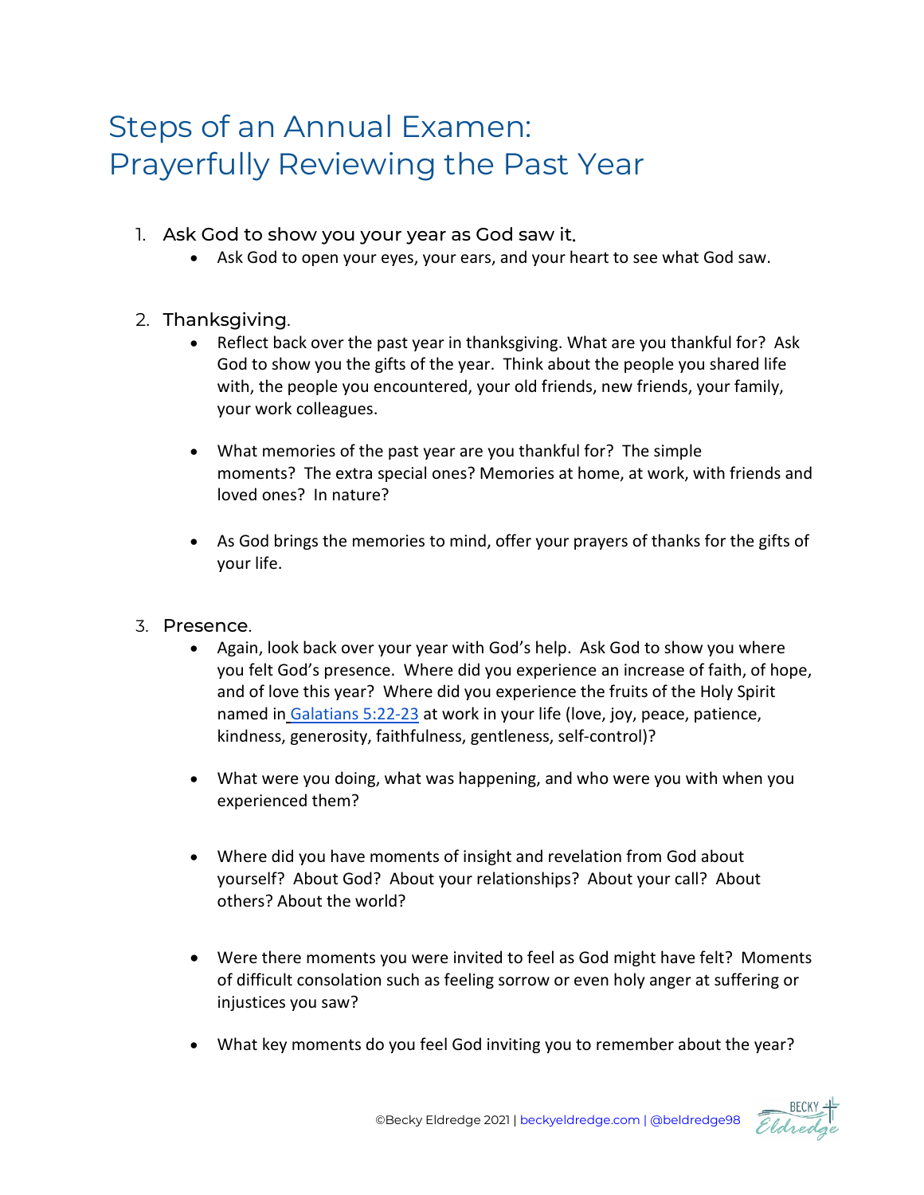# Steps of an Annual Examen: Prayerfully Reviewing the Past Year

1. Ask God to show you your year as God saw it.
   - Ask God to open your eyes, your ears, and your heart to see what God saw.

2. Thanksgiving.
   - Reflect back over the past year in thanksgiving. What are you thankful for? Ask God to show you the gifts of the year. Think about the people you shared life with, the people you encountered, your old friends, new friends, your family, your work colleagues.

   - What memories of the past year are you thankful for? The simple moments? The extra special ones? Memories at home, at work, with friends and loved ones? In nature?

   - As God brings the memories to mind, offer your prayers of thanks for the gifts of your life.

3. Presence.
   - Again, look back over your year with God's help. Ask God to show you where you felt God's presence. Where did you experience an increase of faith, of hope, and of love this year? Where did you experience the fruits of the Holy Spirit named in Galatians 5:22-23 at work in your life (love, joy, peace, patience, kindness, generosity, faithfulness, gentleness, self-control)?

   - What were you doing, what was happening, and who were you with when you experienced them?

   - Where did you have moments of insight and revelation from God about yourself? About God? About your relationships? About your call? About others? About the world?

   - Were there moments you were invited to feel as God might have felt? Moments of difficult consolation such as feeling sorrow or even holy anger at suffering or injustices you saw?

   - What key moments do you feel God inviting you to remember about the year?

©Becky Eldredge 2021 | beckyeldredge.com | @beldredge98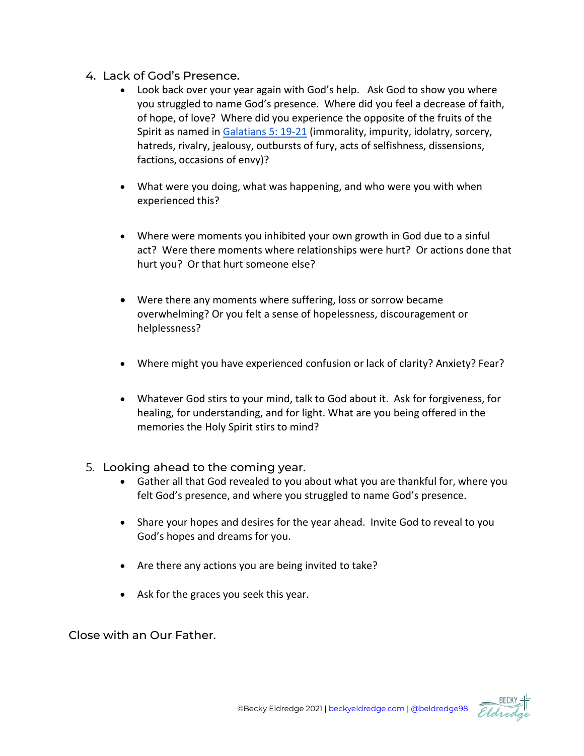4. Lack of God's Presence.
    - Look back over your year again with God's help. Ask God to show you where you struggled to name God's presence. Where did you feel a decrease of faith, of hope, of love? Where did you experience the opposite of the fruits of the Spirit as named in [Galatians 5: 19-21] (immorality, impurity, idolatry, sorcery, hatreds, rivalry, jealousy, outbursts of fury, acts of selfishness, dissensions, factions, occasions of envy)?
    - What were you doing, what was happening, and who were you with when experienced this?
    - Where were moments you inhibited your own growth in God due to a sinful act? Were there moments where relationships were hurt? Or actions done that hurt you? Or that hurt someone else?
    - Were there any moments where suffering, loss or sorrow became overwhelming? Or you felt a sense of hopelessness, discouragement or helplessness?
    - Where might you have experienced confusion or lack of clarity? Anxiety? Fear?
    - Whatever God stirs to your mind, talk to God about it. Ask for forgiveness, for healing, for understanding, and for light. What are you being offered in the memories the Holy Spirit stirs to mind?

5. Looking ahead to the coming year.
    - Gather all that God revealed to you about what you are thankful for, where you felt God's presence, and where you struggled to name God's presence.
    - Share your hopes and desires for the year ahead. Invite God to reveal to you God's hopes and dreams for you.
    - Are there any actions you are being invited to take?
    - Ask for the graces you seek this year.

Close with an Our Father.

©Becky Eldredge 2021 | beckyeldredge.com | @beldredge98